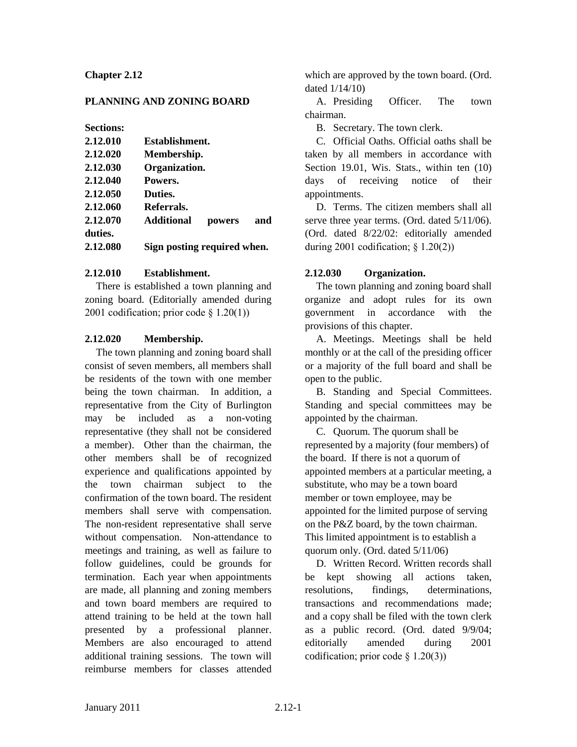## Chapter 2.12

## PLANNING AND ZONING BOARD

**Sections:**

| | |
|---|---|
| **2.12.010** | **Establishment.** |
| **2.12.020** | **Membership.** |
| **2.12.030** | **Organization.** |
| **2.12.040** | **Powers.** |
| **2.12.050** | **Duties.** |
| **2.12.060** | **Referrals.** |
| **2.12.070** | **Additional powers and duties.** |
| **2.12.080** | **Sign posting required when.** |

### 2.12.010 Establishment.

There is established a town planning and zoning board. (Editorially amended during 2001 codification; prior code § 1.20(1))

### 2.12.020 Membership.

The town planning and zoning board shall consist of seven members, all members shall be residents of the town with one member being the town chairman. In addition, a representative from the City of Burlington may be included as a non-voting representative (they shall not be considered a member). Other than the chairman, the other members shall be of recognized experience and qualifications appointed by the town chairman subject to the confirmation of the town board. The resident members shall serve with compensation. The non-resident representative shall serve without compensation. Non-attendance to meetings and training, as well as failure to follow guidelines, could be grounds for termination. Each year when appointments are made, all planning and zoning members and town board members are required to attend training to be held at the town hall presented by a professional planner. Members are also encouraged to attend additional training sessions. The town will reimburse members for classes attended which are approved by the town board. (Ord. dated 1/14/10)

A. Presiding Officer. The town chairman.

B. Secretary. The town clerk.

C. Official Oaths. Official oaths shall be taken by all members in accordance with Section 19.01, Wis. Stats., within ten (10) days of receiving notice of their appointments.

D. Terms. The citizen members shall all serve three year terms. (Ord. dated 5/11/06). (Ord. dated 8/22/02: editorially amended during 2001 codification; § 1.20(2))

### 2.12.030 Organization.

The town planning and zoning board shall organize and adopt rules for its own government in accordance with the provisions of this chapter.

A. Meetings. Meetings shall be held monthly or at the call of the presiding officer or a majority of the full board and shall be open to the public.

B. Standing and Special Committees. Standing and special committees may be appointed by the chairman.

C. Quorum. The quorum shall be represented by a majority (four members) of the board. If there is not a quorum of appointed members at a particular meeting, a substitute, who may be a town board member or town employee, may be appointed for the limited purpose of serving on the P&Z board, by the town chairman. This limited appointment is to establish a quorum only. (Ord. dated 5/11/06)

D. Written Record. Written records shall be kept showing all actions taken, resolutions, findings, determinations, transactions and recommendations made; and a copy shall be filed with the town clerk as a public record. (Ord. dated 9/9/04; editorially amended during 2001 codification; prior code § 1.20(3))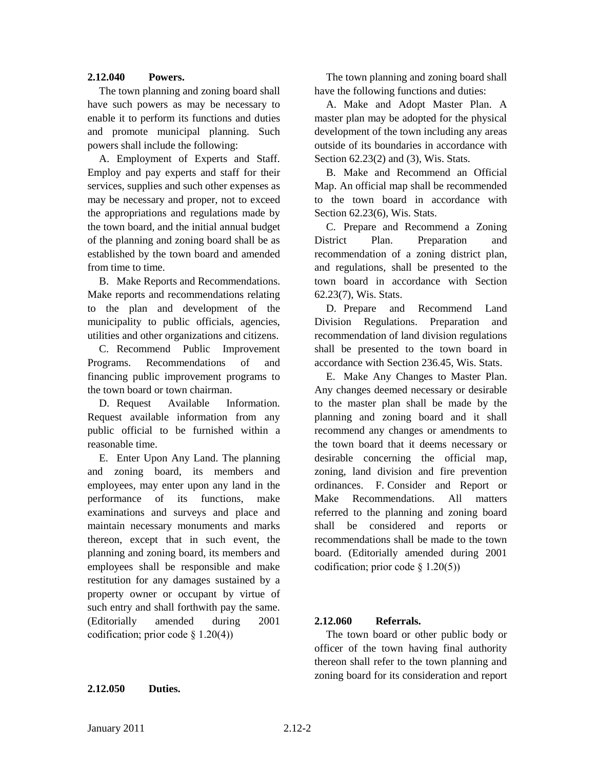### 2.12.040 Powers.

The town planning and zoning board shall have such powers as may be necessary to enable it to perform its functions and duties and promote municipal planning. Such powers shall include the following:

A. Employment of Experts and Staff. Employ and pay experts and staff for their services, supplies and such other expenses as may be necessary and proper, not to exceed the appropriations and regulations made by the town board, and the initial annual budget of the planning and zoning board shall be as established by the town board and amended from time to time.

B. Make Reports and Recommendations. Make reports and recommendations relating to the plan and development of the municipality to public officials, agencies, utilities and other organizations and citizens.

C. Recommend Public Improvement Programs. Recommendations of and financing public improvement programs to the town board or town chairman.

D. Request Available Information. Request available information from any public official to be furnished within a reasonable time.

E. Enter Upon Any Land. The planning and zoning board, its members and employees, may enter upon any land in the performance of its functions, make examinations and surveys and place and maintain necessary monuments and marks thereon, except that in such event, the planning and zoning board, its members and employees shall be responsible and make restitution for any damages sustained by a property owner or occupant by virtue of such entry and shall forthwith pay the same. (Editorially amended during 2001 codification; prior code § 1.20(4))

### 2.12.050 Duties.

The town planning and zoning board shall have the following functions and duties:

A. Make and Adopt Master Plan. A master plan may be adopted for the physical development of the town including any areas outside of its boundaries in accordance with Section 62.23(2) and (3), Wis. Stats.

B. Make and Recommend an Official Map. An official map shall be recommended to the town board in accordance with Section 62.23(6), Wis. Stats.

C. Prepare and Recommend a Zoning District Plan. Preparation and recommendation of a zoning district plan, and regulations, shall be presented to the town board in accordance with Section 62.23(7), Wis. Stats.

D. Prepare and Recommend Land Division Regulations. Preparation and recommendation of land division regulations shall be presented to the town board in accordance with Section 236.45, Wis. Stats.

E. Make Any Changes to Master Plan. Any changes deemed necessary or desirable to the master plan shall be made by the planning and zoning board and it shall recommend any changes or amendments to the town board that it deems necessary or desirable concerning the official map, zoning, land division and fire prevention ordinances.

F. Consider and Report or Make Recommendations. All matters referred to the planning and zoning board shall be considered and reports or recommendations shall be made to the town board. (Editorially amended during 2001 codification; prior code § 1.20(5))

### 2.12.060 Referrals.

The town board or other public body or officer of the town having final authority thereon shall refer to the town planning and zoning board for its consideration and report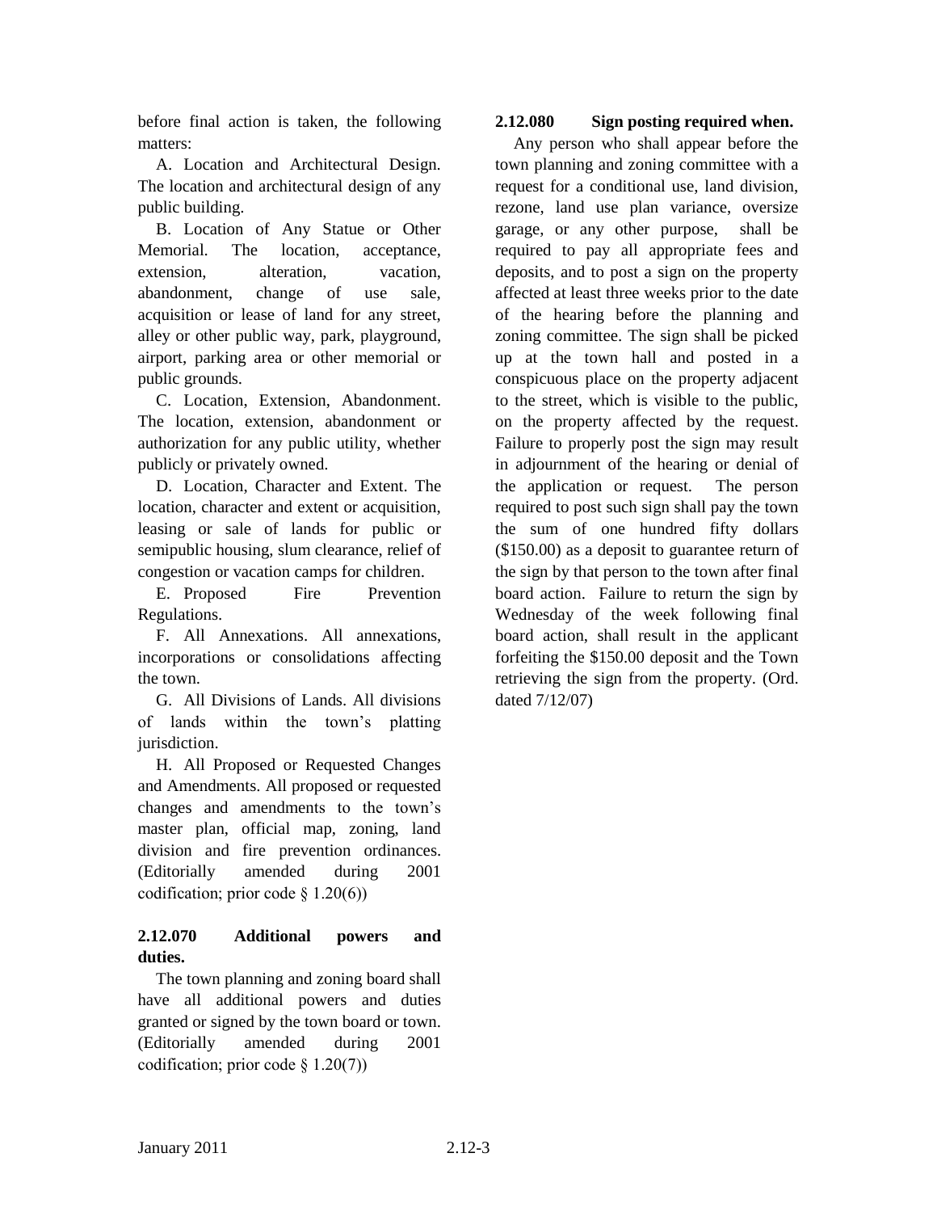before final action is taken, the following matters:

A. Location and Architectural Design. The location and architectural design of any public building.

B. Location of Any Statue or Other Memorial. The location, acceptance, extension, alteration, vacation, abandonment, change of use sale, acquisition or lease of land for any street, alley or other public way, park, playground, airport, parking area or other memorial or public grounds.

C. Location, Extension, Abandonment. The location, extension, abandonment or authorization for any public utility, whether publicly or privately owned.

D. Location, Character and Extent. The location, character and extent or acquisition, leasing or sale of lands for public or semipublic housing, slum clearance, relief of congestion or vacation camps for children.

E. Proposed Fire Prevention Regulations.

F. All Annexations. All annexations, incorporations or consolidations affecting the town.

G. All Divisions of Lands. All divisions of lands within the town's platting jurisdiction.

H. All Proposed or Requested Changes and Amendments. All proposed or requested changes and amendments to the town's master plan, official map, zoning, land division and fire prevention ordinances. (Editorially amended during 2001 codification; prior code § 1.20(6))

### 2.12.070 Additional powers and duties.

The town planning and zoning board shall have all additional powers and duties granted or signed by the town board or town. (Editorially amended during 2001 codification; prior code § 1.20(7))

### 2.12.080 Sign posting required when.

Any person who shall appear before the town planning and zoning committee with a request for a conditional use, land division, rezone, land use plan variance, oversize garage, or any other purpose, shall be required to pay all appropriate fees and deposits, and to post a sign on the property affected at least three weeks prior to the date of the hearing before the planning and zoning committee. The sign shall be picked up at the town hall and posted in a conspicuous place on the property adjacent to the street, which is visible to the public, on the property affected by the request. Failure to properly post the sign may result in adjournment of the hearing or denial of the application or request. The person required to post such sign shall pay the town the sum of one hundred fifty dollars ($150.00) as a deposit to guarantee return of the sign by that person to the town after final board action. Failure to return the sign by Wednesday of the week following final board action, shall result in the applicant forfeiting the $150.00 deposit and the Town retrieving the sign from the property. (Ord. dated 7/12/07)